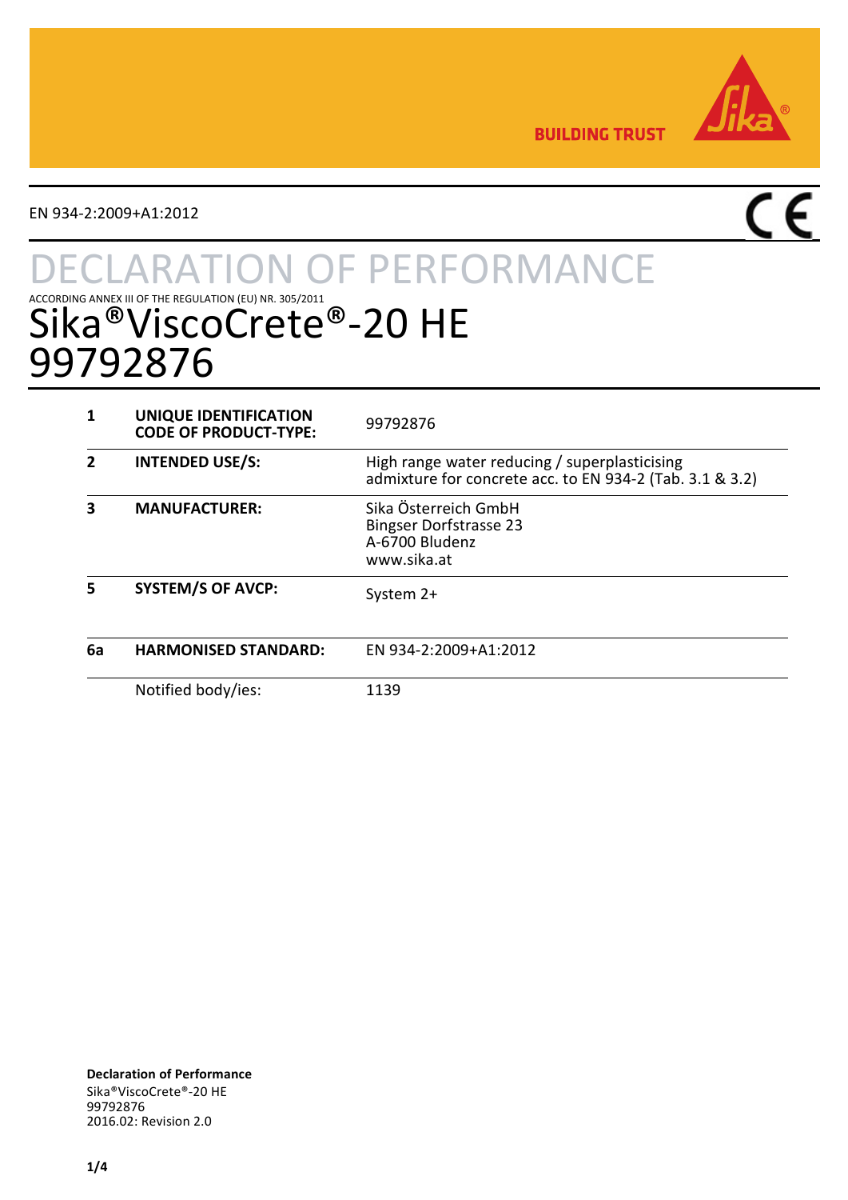BUILDING TRUST

EN 934-2:2009+A1:2012

# DECLARATION OF PERFORMANCE

ACCORDING ANNEX III OF THE REGULATION (EU) NR. 305/2011

# Sika®ViscoCrete®-20 HE 99792876

| | | |
|---|---|---|
| **1** | **UNIQUE IDENTIFICATION CODE OF PRODUCT-TYPE:** | 99792876 |
| **2** | **INTENDED USE/S:** | High range water reducing / superplasticising admixture for concrete acc. to EN 934-2 (Tab. 3.1 & 3.2) |
| **3** | **MANUFACTURER:** | Sika Österreich GmbH<br>Bingser Dorfstrasse 23<br>A-6700 Bludenz<br>www.sika.at |
| **5** | **SYSTEM/S OF AVCP:** | System 2+ |
| **6a** | **HARMONISED STANDARD:** | EN 934-2:2009+A1:2012 |
| | Notified body/ies: | 1139 |

**Declaration of Performance**
Sika®ViscoCrete®-20 HE
99792876
2016.02: Revision 2.0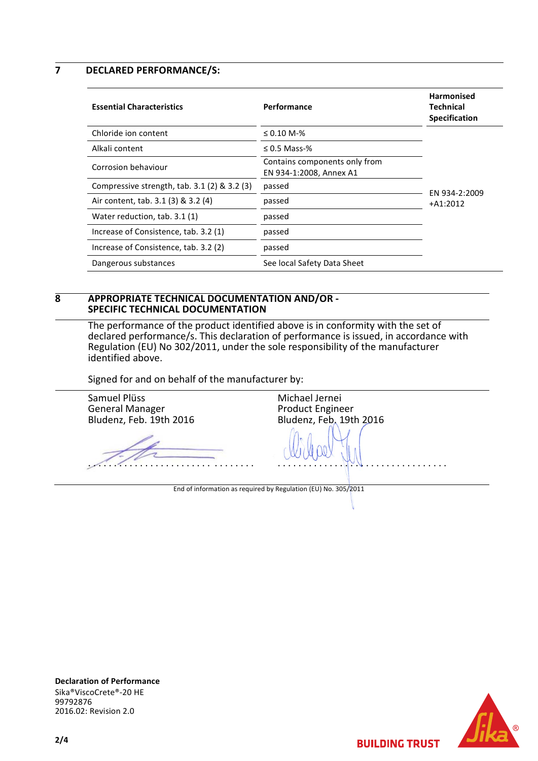## 7 DECLARED PERFORMANCE/S:

| Essential Characteristics | Performance | Harmonised Technical Specification |
|---|---|---|
| Chloride ion content | ≤ 0.10 M-% | EN 934-2:2009 +A1:2012 |
| Alkali content | ≤ 0.5 Mass-% | |
| Corrosion behaviour | Contains components only from EN 934-1:2008, Annex A1 | |
| Compressive strength, tab. 3.1 (2) & 3.2 (3) | passed | |
| Air content, tab. 3.1 (3) & 3.2 (4) | passed | |
| Water reduction, tab. 3.1 (1) | passed | |
| Increase of Consistence, tab. 3.2 (1) | passed | |
| Increase of Consistence, tab. 3.2 (2) | passed | |
| Dangerous substances | See local Safety Data Sheet | |

## 8 APPROPRIATE TECHNICAL DOCUMENTATION AND/OR - SPECIFIC TECHNICAL DOCUMENTATION

The performance of the product identified above is in conformity with the set of declared performance/s. This declaration of performance is issued, in accordance with Regulation (EU) No 302/2011, under the sole responsibility of the manufacturer identified above.

Signed for and on behalf of the manufacturer by:

Samuel Plüss
General Manager
Bludenz, Feb. 19th 2016

..............................

Michael Jernei
Product Engineer
Bludenz, Feb. 19th 2016

..............................

End of information as required by Regulation (EU) No. 305/2011

**Declaration of Performance**
Sika®ViscoCrete®-20 HE
99792876
2016.02: Revision 2.0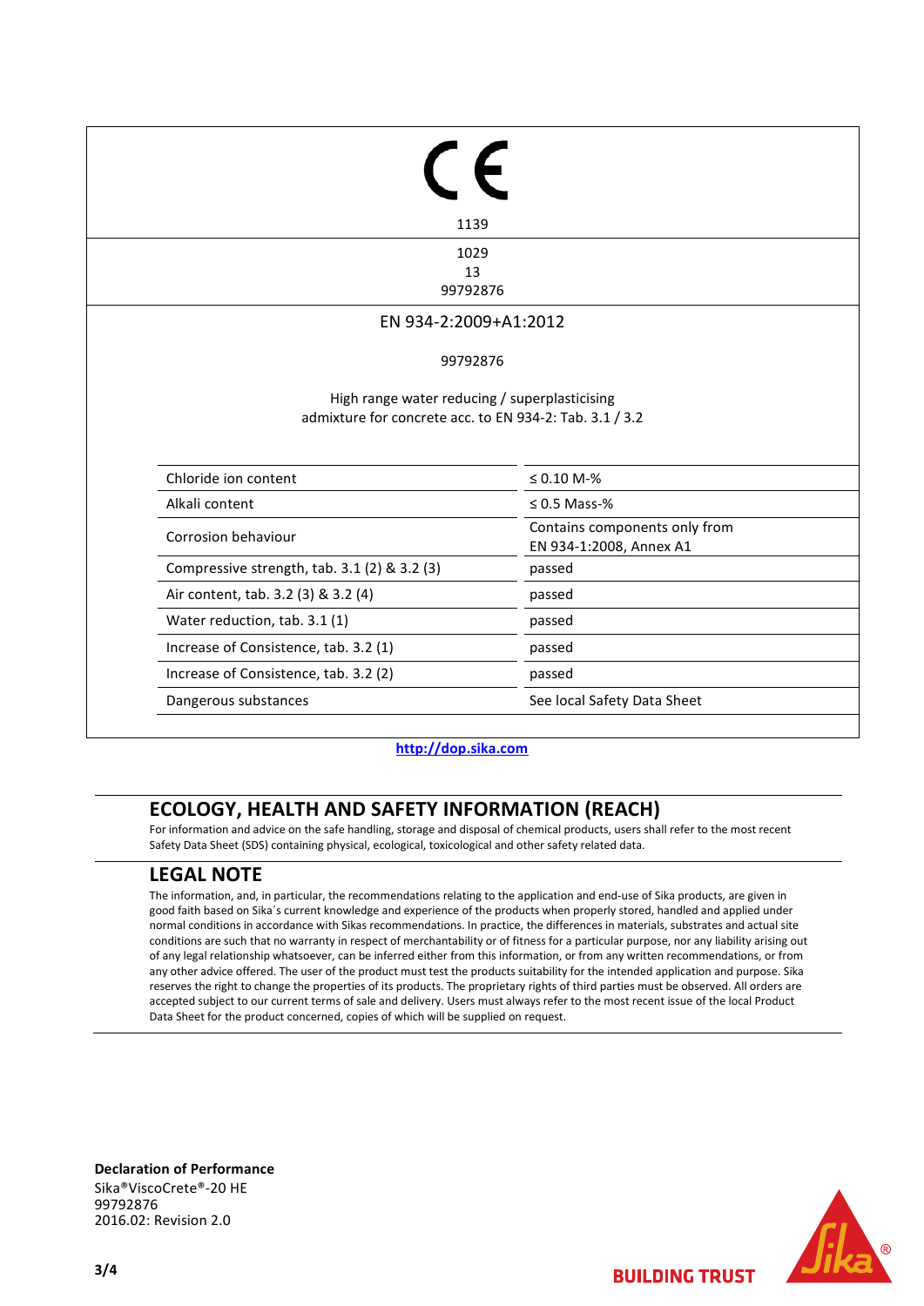CE

1139

1029
13
99792876

EN 934-2:2009+A1:2012

99792876

High range water reducing / superplasticising
admixture for concrete acc. to EN 934-2: Tab. 3.1 / 3.2

| Chloride ion content | ≤ 0.10 M-% |
|---|---|
| Alkali content | ≤ 0.5 Mass-% |
| Corrosion behaviour | Contains components only from EN 934-1:2008, Annex A1 |
| Compressive strength, tab. 3.1 (2) & 3.2 (3) | passed |
| Air content, tab. 3.2 (3) & 3.2 (4) | passed |
| Water reduction, tab. 3.1 (1) | passed |
| Increase of Consistence, tab. 3.2 (1) | passed |
| Increase of Consistence, tab. 3.2 (2) | passed |
| Dangerous substances | See local Safety Data Sheet |

http://dop.sika.com

## ECOLOGY, HEALTH AND SAFETY INFORMATION (REACH)

For information and advice on the safe handling, storage and disposal of chemical products, users shall refer to the most recent Safety Data Sheet (SDS) containing physical, ecological, toxicological and other safety related data.

## LEGAL NOTE

The information, and, in particular, the recommendations relating to the application and end-use of Sika products, are given in good faith based on Sika´s current knowledge and experience of the products when properly stored, handled and applied under normal conditions in accordance with Sikas recommendations. In practice, the differences in materials, substrates and actual site conditions are such that no warranty in respect of merchantability or of fitness for a particular purpose, nor any liability arising out of any legal relationship whatsoever, can be inferred either from this information, or from any written recommendations, or from any other advice offered. The user of the product must test the products suitability for the intended application and purpose. Sika reserves the right to change the properties of its products. The proprietary rights of third parties must be observed. All orders are accepted subject to our current terms of sale and delivery. Users must always refer to the most recent issue of the local Product Data Sheet for the product concerned, copies of which will be supplied on request.

**Declaration of Performance**
Sika®ViscoCrete®-20 HE
99792876
2016.02: Revision 2.0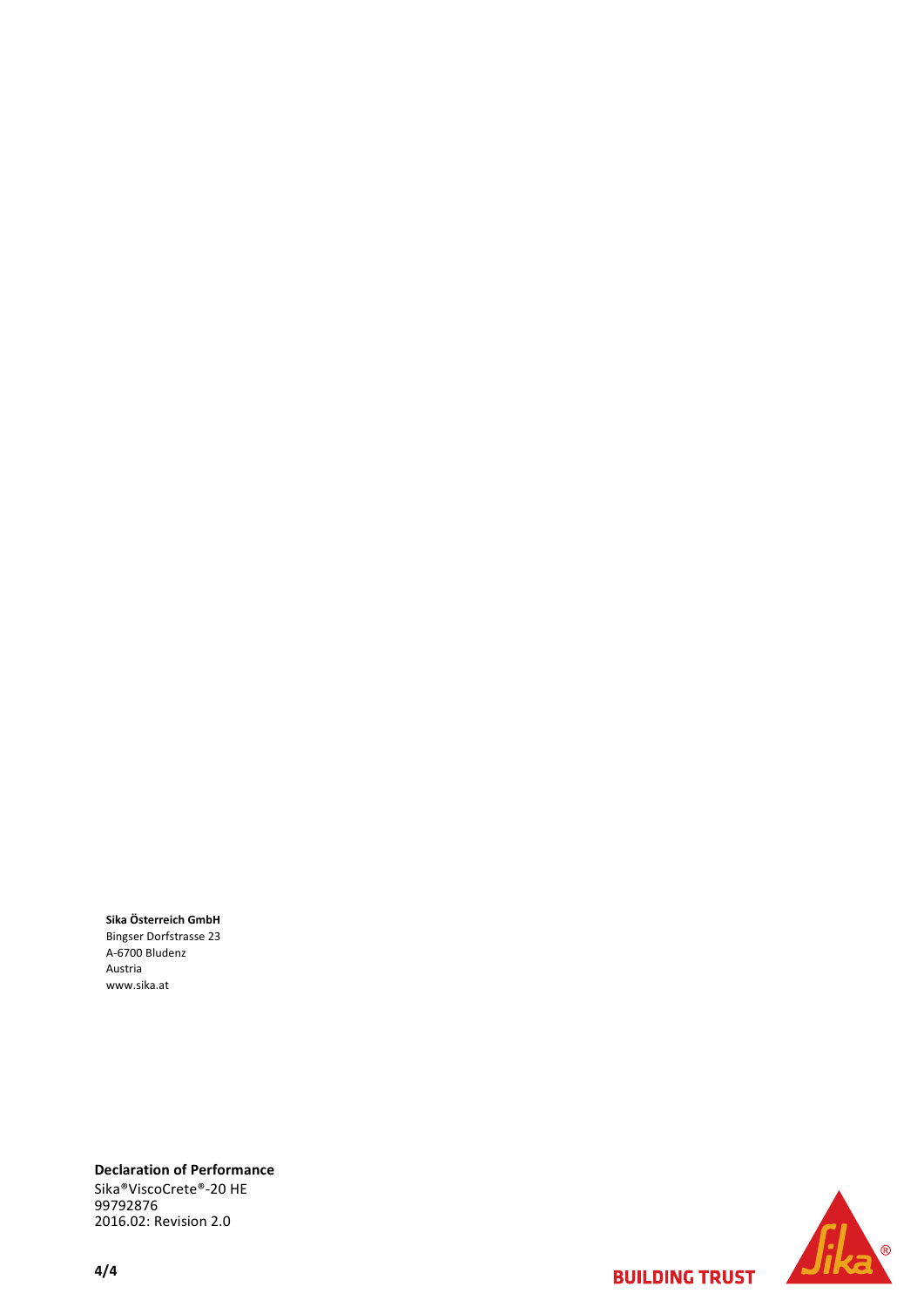**Sika Österreich GmbH**
Bingser Dorfstrasse 23
A-6700 Bludenz
Austria
www.sika.at